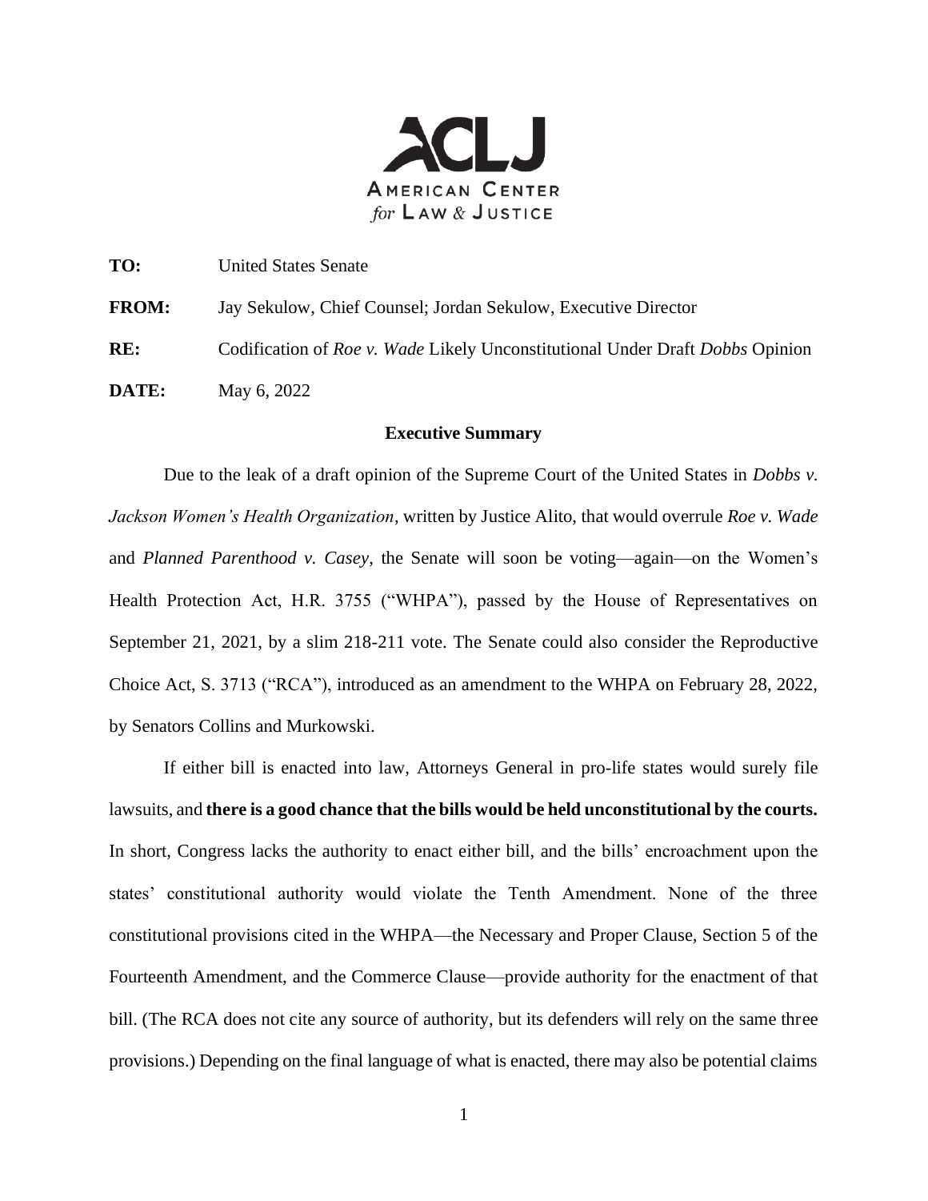ACLJ
AMERICAN CENTER
*for* LAW & JUSTICE

**TO:** United States Senate

**FROM:** Jay Sekulow, Chief Counsel; Jordan Sekulow, Executive Director

**RE:** Codification of *Roe v. Wade* Likely Unconstitutional Under Draft *Dobbs* Opinion

**DATE:** May 6, 2022

**Executive Summary**

Due to the leak of a draft opinion of the Supreme Court of the United States in *Dobbs v. Jackson Women's Health Organization*, written by Justice Alito, that would overrule *Roe v. Wade* and *Planned Parenthood v. Casey*, the Senate will soon be voting—again—on the Women's Health Protection Act, H.R. 3755 ("WHPA"), passed by the House of Representatives on September 21, 2021, by a slim 218-211 vote. The Senate could also consider the Reproductive Choice Act, S. 3713 ("RCA"), introduced as an amendment to the WHPA on February 28, 2022, by Senators Collins and Murkowski.

If either bill is enacted into law, Attorneys General in pro-life states would surely file lawsuits, and **there is a good chance that the bills would be held unconstitutional by the courts.** In short, Congress lacks the authority to enact either bill, and the bills' encroachment upon the states' constitutional authority would violate the Tenth Amendment. None of the three constitutional provisions cited in the WHPA—the Necessary and Proper Clause, Section 5 of the Fourteenth Amendment, and the Commerce Clause—provide authority for the enactment of that bill. (The RCA does not cite any source of authority, but its defenders will rely on the same three provisions.) Depending on the final language of what is enacted, there may also be potential claims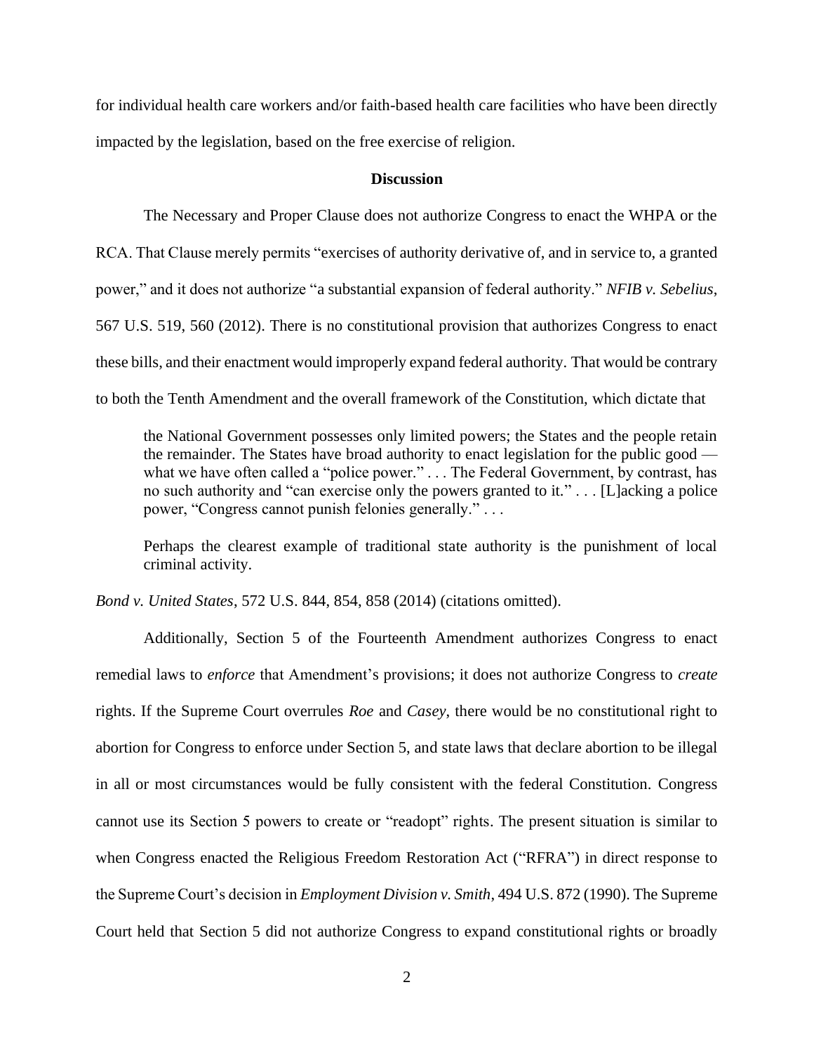for individual health care workers and/or faith-based health care facilities who have been directly impacted by the legislation, based on the free exercise of religion.

## Discussion

The Necessary and Proper Clause does not authorize Congress to enact the WHPA or the RCA. That Clause merely permits "exercises of authority derivative of, and in service to, a granted power," and it does not authorize "a substantial expansion of federal authority." *NFIB v. Sebelius*, 567 U.S. 519, 560 (2012). There is no constitutional provision that authorizes Congress to enact these bills, and their enactment would improperly expand federal authority. That would be contrary to both the Tenth Amendment and the overall framework of the Constitution, which dictate that

> the National Government possesses only limited powers; the States and the people retain the remainder. The States have broad authority to enact legislation for the public good — what we have often called a "police power." . . . The Federal Government, by contrast, has no such authority and "can exercise only the powers granted to it." . . . [L]acking a police power, "Congress cannot punish felonies generally." . . .
>
> Perhaps the clearest example of traditional state authority is the punishment of local criminal activity.

*Bond v. United States*, 572 U.S. 844, 854, 858 (2014) (citations omitted).

Additionally, Section 5 of the Fourteenth Amendment authorizes Congress to enact remedial laws to *enforce* that Amendment's provisions; it does not authorize Congress to *create* rights. If the Supreme Court overrules *Roe* and *Casey*, there would be no constitutional right to abortion for Congress to enforce under Section 5, and state laws that declare abortion to be illegal in all or most circumstances would be fully consistent with the federal Constitution. Congress cannot use its Section 5 powers to create or "readopt" rights. The present situation is similar to when Congress enacted the Religious Freedom Restoration Act ("RFRA") in direct response to the Supreme Court's decision in *Employment Division v. Smith*, 494 U.S. 872 (1990). The Supreme Court held that Section 5 did not authorize Congress to expand constitutional rights or broadly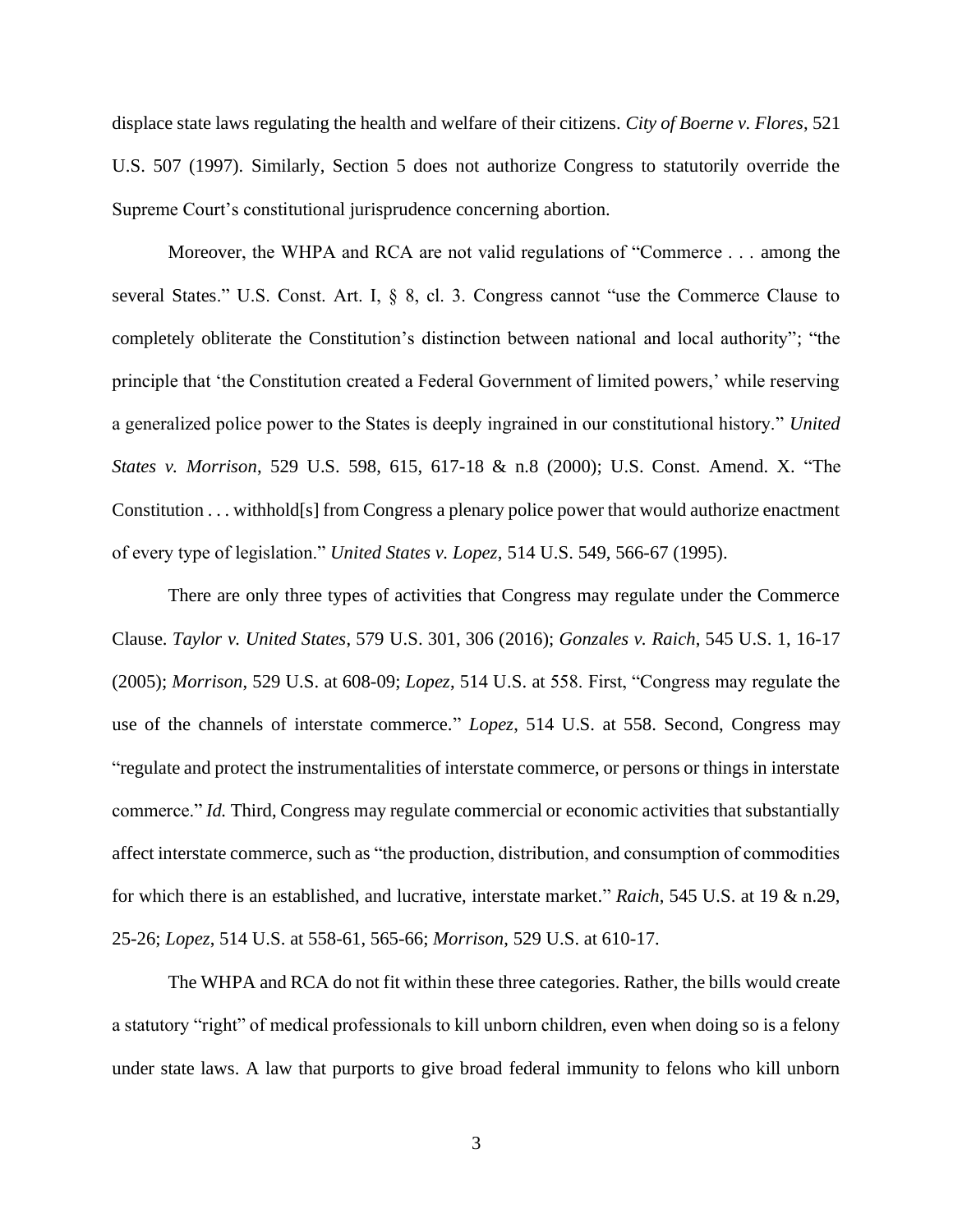displace state laws regulating the health and welfare of their citizens. *City of Boerne v. Flores*, 521 U.S. 507 (1997). Similarly, Section 5 does not authorize Congress to statutorily override the Supreme Court's constitutional jurisprudence concerning abortion.

Moreover, the WHPA and RCA are not valid regulations of "Commerce . . . among the several States." U.S. Const. Art. I, § 8, cl. 3. Congress cannot "use the Commerce Clause to completely obliterate the Constitution's distinction between national and local authority"; "the principle that 'the Constitution created a Federal Government of limited powers,' while reserving a generalized police power to the States is deeply ingrained in our constitutional history." *United States v. Morrison*, 529 U.S. 598, 615, 617-18 & n.8 (2000); U.S. Const. Amend. X. "The Constitution . . . withhold[s] from Congress a plenary police power that would authorize enactment of every type of legislation." *United States v. Lopez*, 514 U.S. 549, 566-67 (1995).

There are only three types of activities that Congress may regulate under the Commerce Clause. *Taylor v. United States*, 579 U.S. 301, 306 (2016); *Gonzales v. Raich*, 545 U.S. 1, 16-17 (2005); *Morrison*, 529 U.S. at 608-09; *Lopez*, 514 U.S. at 558. First, "Congress may regulate the use of the channels of interstate commerce." *Lopez*, 514 U.S. at 558. Second, Congress may "regulate and protect the instrumentalities of interstate commerce, or persons or things in interstate commerce." *Id.* Third, Congress may regulate commercial or economic activities that substantially affect interstate commerce, such as "the production, distribution, and consumption of commodities for which there is an established, and lucrative, interstate market." *Raich*, 545 U.S. at 19 & n.29, 25-26; *Lopez*, 514 U.S. at 558-61, 565-66; *Morrison*, 529 U.S. at 610-17.

The WHPA and RCA do not fit within these three categories. Rather, the bills would create a statutory "right" of medical professionals to kill unborn children, even when doing so is a felony under state laws. A law that purports to give broad federal immunity to felons who kill unborn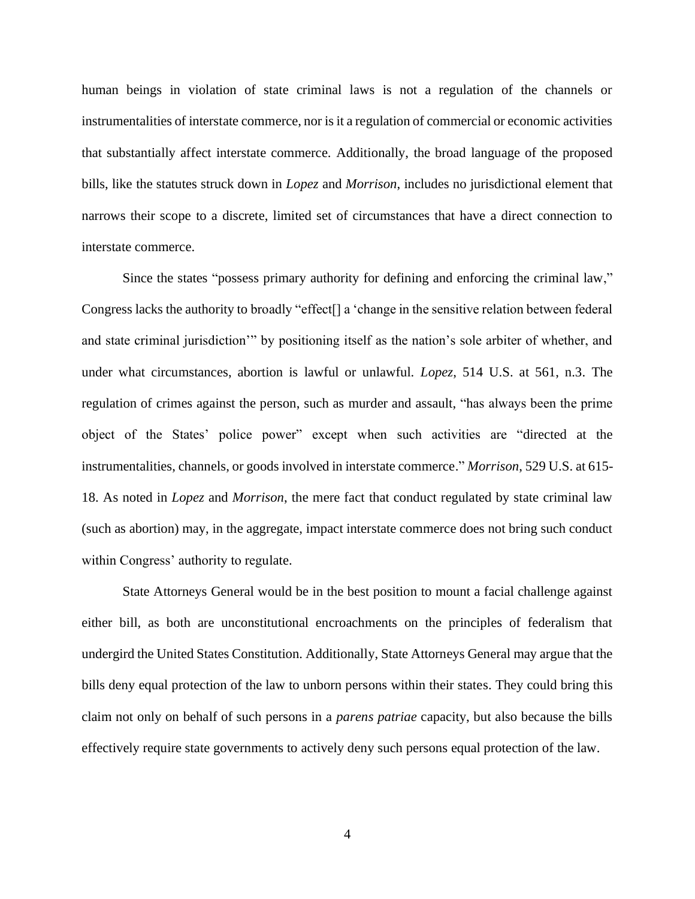human beings in violation of state criminal laws is not a regulation of the channels or instrumentalities of interstate commerce, nor is it a regulation of commercial or economic activities that substantially affect interstate commerce. Additionally, the broad language of the proposed bills, like the statutes struck down in *Lopez* and *Morrison*, includes no jurisdictional element that narrows their scope to a discrete, limited set of circumstances that have a direct connection to interstate commerce.

Since the states "possess primary authority for defining and enforcing the criminal law," Congress lacks the authority to broadly "effect[] a 'change in the sensitive relation between federal and state criminal jurisdiction'" by positioning itself as the nation's sole arbiter of whether, and under what circumstances, abortion is lawful or unlawful. *Lopez*, 514 U.S. at 561, n.3. The regulation of crimes against the person, such as murder and assault, "has always been the prime object of the States' police power" except when such activities are "directed at the instrumentalities, channels, or goods involved in interstate commerce." *Morrison*, 529 U.S. at 615-18. As noted in *Lopez* and *Morrison*, the mere fact that conduct regulated by state criminal law (such as abortion) may, in the aggregate, impact interstate commerce does not bring such conduct within Congress' authority to regulate.

State Attorneys General would be in the best position to mount a facial challenge against either bill, as both are unconstitutional encroachments on the principles of federalism that undergird the United States Constitution. Additionally, State Attorneys General may argue that the bills deny equal protection of the law to unborn persons within their states. They could bring this claim not only on behalf of such persons in a *parens patriae* capacity, but also because the bills effectively require state governments to actively deny such persons equal protection of the law.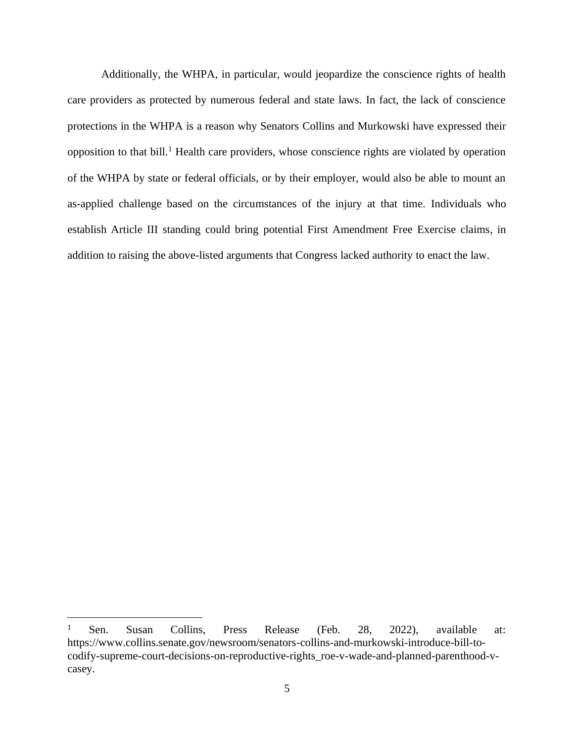Additionally, the WHPA, in particular, would jeopardize the conscience rights of health care providers as protected by numerous federal and state laws. In fact, the lack of conscience protections in the WHPA is a reason why Senators Collins and Murkowski have expressed their opposition to that bill.[1] Health care providers, whose conscience rights are violated by operation of the WHPA by state or federal officials, or by their employer, would also be able to mount an as-applied challenge based on the circumstances of the injury at that time. Individuals who establish Article III standing could bring potential First Amendment Free Exercise claims, in addition to raising the above-listed arguments that Congress lacked authority to enact the law.

---

[1] Sen. Susan Collins, Press Release (Feb. 28, 2022), available at: https://www.collins.senate.gov/newsroom/senators-collins-and-murkowski-introduce-bill-to-codify-supreme-court-decisions-on-reproductive-rights_roe-v-wade-and-planned-parenthood-v-casey.